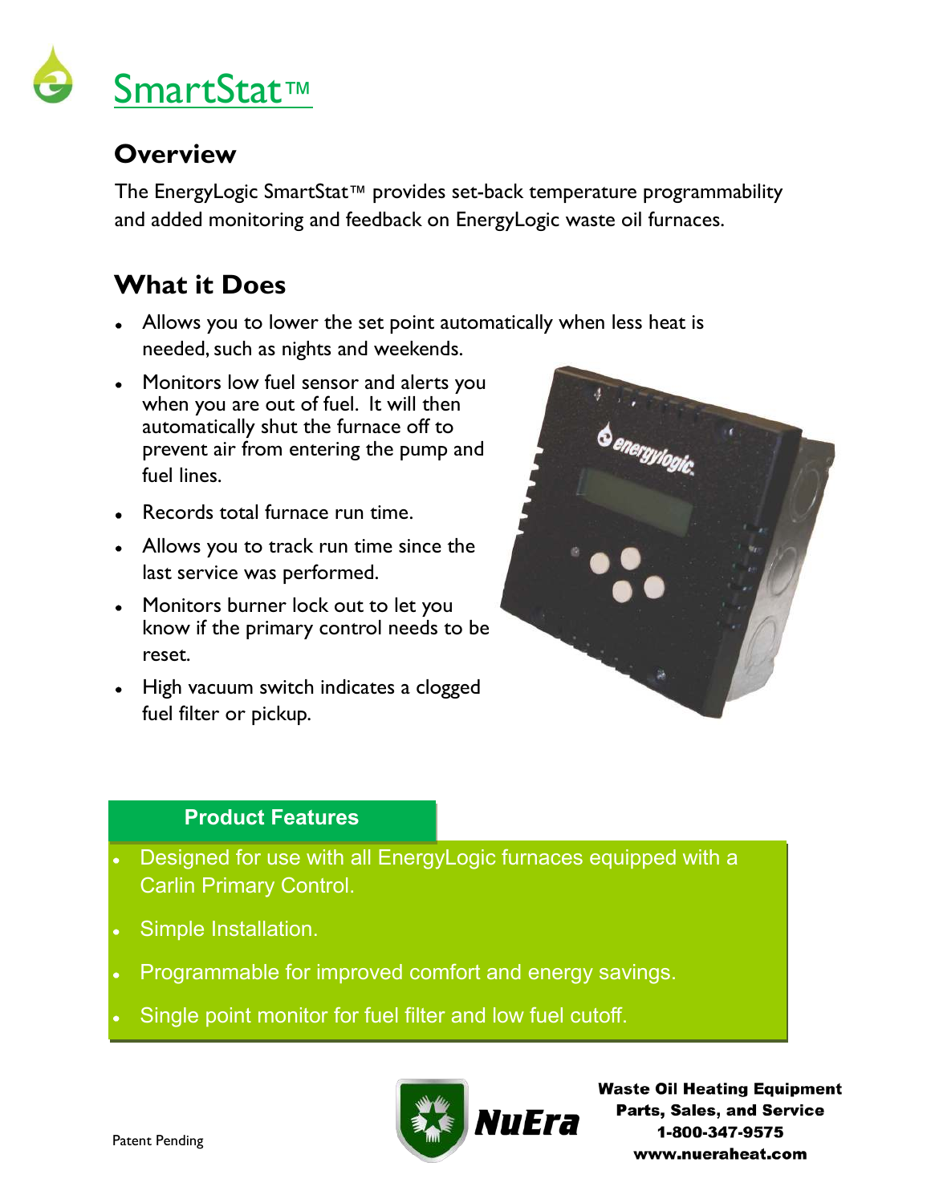# SmartStat™

## Overview

The EnergyLogic SmartStat™ provides set-back temperature programmability and added monitoring and feedback on EnergyLogic waste oil furnaces.

## What it Does

- Allows you to lower the set point automatically when less heat is needed, such as nights and weekends.
- Monitors low fuel sensor and alerts you when you are out of fuel. It will then automatically shut the furnace off to prevent air from entering the pump and fuel lines.
- Records total furnace run time.
- Allows you to track run time since the last service was performed.
- Monitors burner lock out to let you know if the primary control needs to be reset.
- High vacuum switch indicates a clogged fuel filter or pickup.

### Product Features

- Designed for use with all EnergyLogic furnaces equipped with a Carlin Primary Control.
- Simple Installation.
- Programmable for improved comfort and energy savings.
- Single point monitor for fuel filter and low fuel cutoff.

Patent Pending

NuEra

**Waste Oil Heating Equipment**
**Parts, Sales, and Service**
**1-800-347-9575**
**www.nueraheat.com**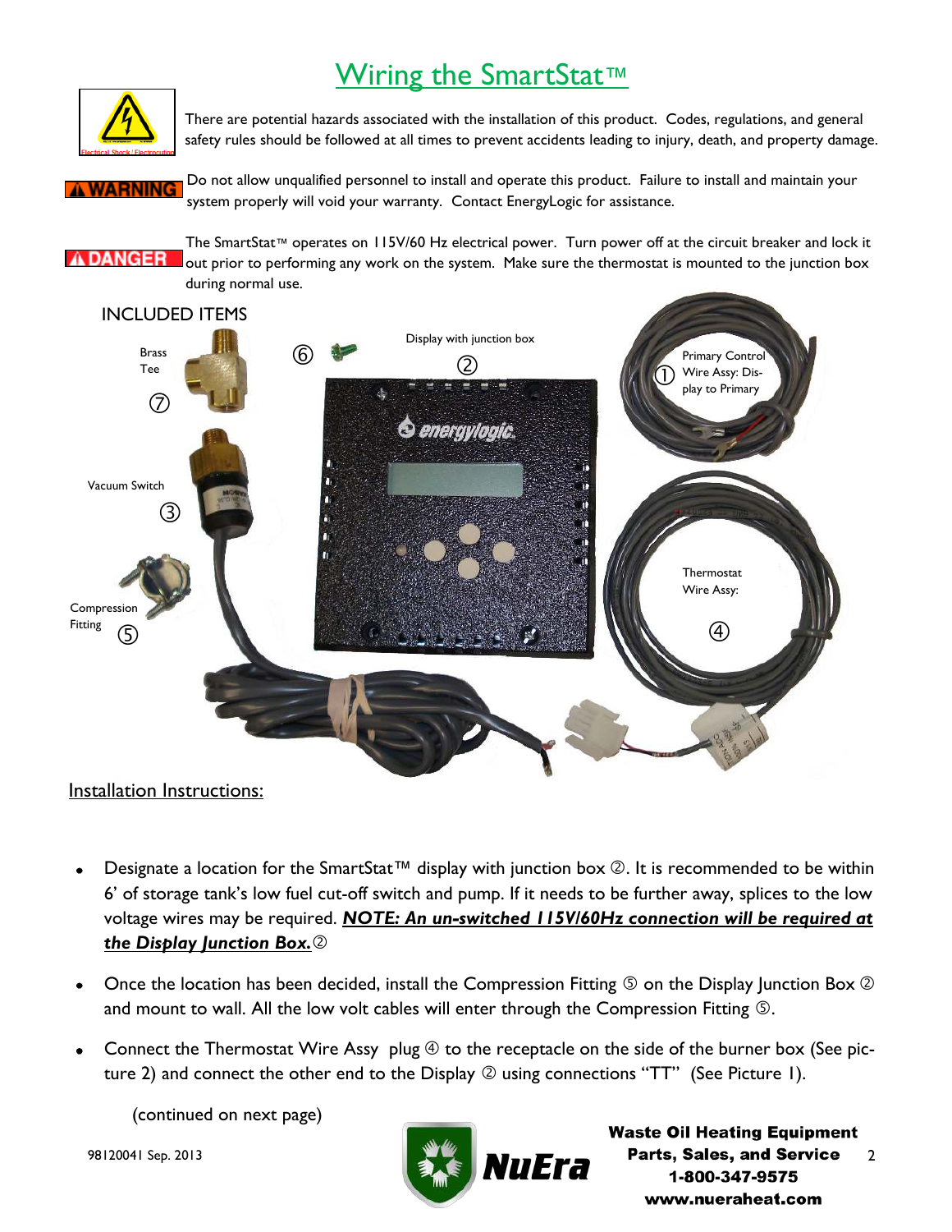# Wiring the SmartStat™

There are potential hazards associated with the installation of this product. Codes, regulations, and general safety rules should be followed at all times to prevent accidents leading to injury, death, and property damage.

**⚠ WARNING** Do not allow unqualified personnel to install and operate this product. Failure to install and maintain your system properly will void your warranty. Contact EnergyLogic for assistance.

**⚠ DANGER** The SmartStat™ operates on 115V/60 Hz electrical power. Turn power off at the circuit breaker and lock it out prior to performing any work on the system. Make sure the thermostat is mounted to the junction box during normal use.

INCLUDED ITEMS

- Primary Control Wire Assy: Display to Primary ①
- Display with junction box ②
- Vacuum Switch ③
- Thermostat Wire Assy: ④
- Compression Fitting ⑤
- ⑥
- Brass Tee ⑦

## Installation Instructions:

- Designate a location for the SmartStat™ display with junction box ②. It is recommended to be within 6' of storage tank's low fuel cut-off switch and pump. If it needs to be further away, splices to the low voltage wires may be required. ***NOTE: An un-switched 115V/60Hz connection will be required at the Display Junction Box.*** ②
- Once the location has been decided, install the Compression Fitting ⑤ on the Display Junction Box ② and mount to wall. All the low volt cables will enter through the Compression Fitting ⑤.
- Connect the Thermostat Wire Assy plug ④ to the receptacle on the side of the burner box (See picture 2) and connect the other end to the Display ② using connections "TT" (See Picture 1).

(continued on next page)

98120041 Sep. 2013

NuEra — Waste Oil Heating Equipment Parts, Sales, and Service 1-800-347-9575 www.nueraheat.com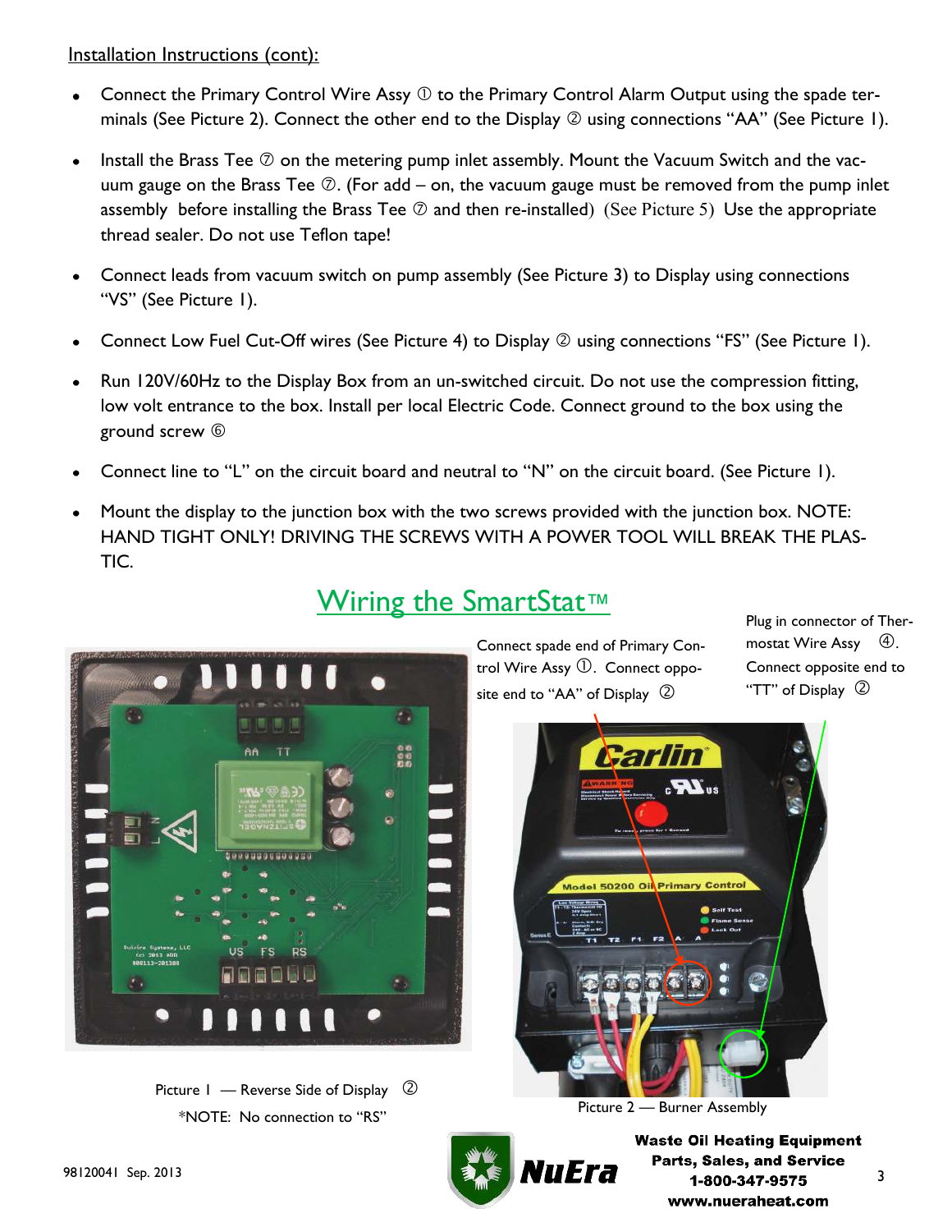Installation Instructions (cont):

- Connect the Primary Control Wire Assy ① to the Primary Control Alarm Output using the spade terminals (See Picture 2). Connect the other end to the Display ② using connections "AA" (See Picture 1).
- Install the Brass Tee ⑦ on the metering pump inlet assembly. Mount the Vacuum Switch and the vacuum gauge on the Brass Tee ⑦. (For add – on, the vacuum gauge must be removed from the pump inlet assembly before installing the Brass Tee ⑦ and then re-installed) (See Picture 5) Use the appropriate thread sealer. Do not use Teflon tape!
- Connect leads from vacuum switch on pump assembly (See Picture 3) to Display using connections "VS" (See Picture 1).
- Connect Low Fuel Cut-Off wires (See Picture 4) to Display ② using connections "FS" (See Picture 1).
- Run 120V/60Hz to the Display Box from an un-switched circuit. Do not use the compression fitting, low volt entrance to the box. Install per local Electric Code. Connect ground to the box using the ground screw ⑥
- Connect line to "L" on the circuit board and neutral to "N" on the circuit board. (See Picture 1).
- Mount the display to the junction box with the two screws provided with the junction box. NOTE: HAND TIGHT ONLY! DRIVING THE SCREWS WITH A POWER TOOL WILL BREAK THE PLASTIC.

## Wiring the SmartStat™

Picture 1 — Reverse Side of Display ②

*NOTE: No connection to "RS"

Connect spade end of Primary Control Wire Assy ①. Connect opposite end to "AA" of Display ②

Plug in connector of Thermostat Wire Assy ④. Connect opposite end to "TT" of Display ②

Picture 2 — Burner Assembly

98120041 Sep. 2013

Waste Oil Heating Equipment
Parts, Sales, and Service
1-800-347-9575
www.nueraheat.com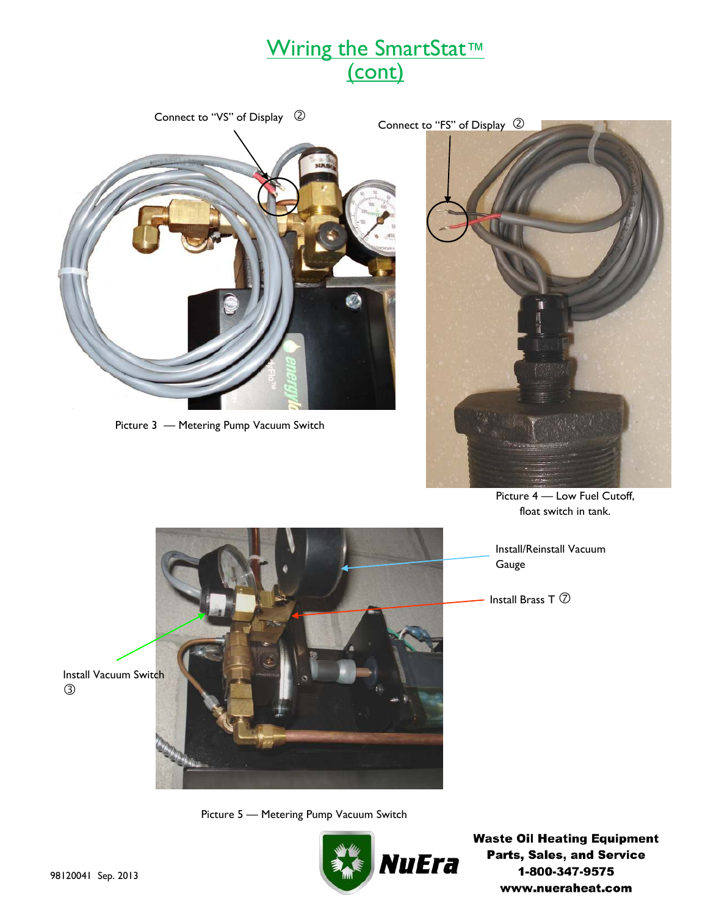# Wiring the SmartStat™ (cont)

Connect to "VS" of Display ②

Connect to "FS" of Display ②

Picture 3 — Metering Pump Vacuum Switch

Picture 4 — Low Fuel Cutoff, float switch in tank.

Install/Reinstall Vacuum Gauge

Install Brass T ⑦

Install Vacuum Switch ③

Picture 5 — Metering Pump Vacuum Switch

**Waste Oil Heating Equipment**
**Parts, Sales, and Service**
**1-800-347-9575**
**www.nueraheat.com**

98120041 Sep. 2013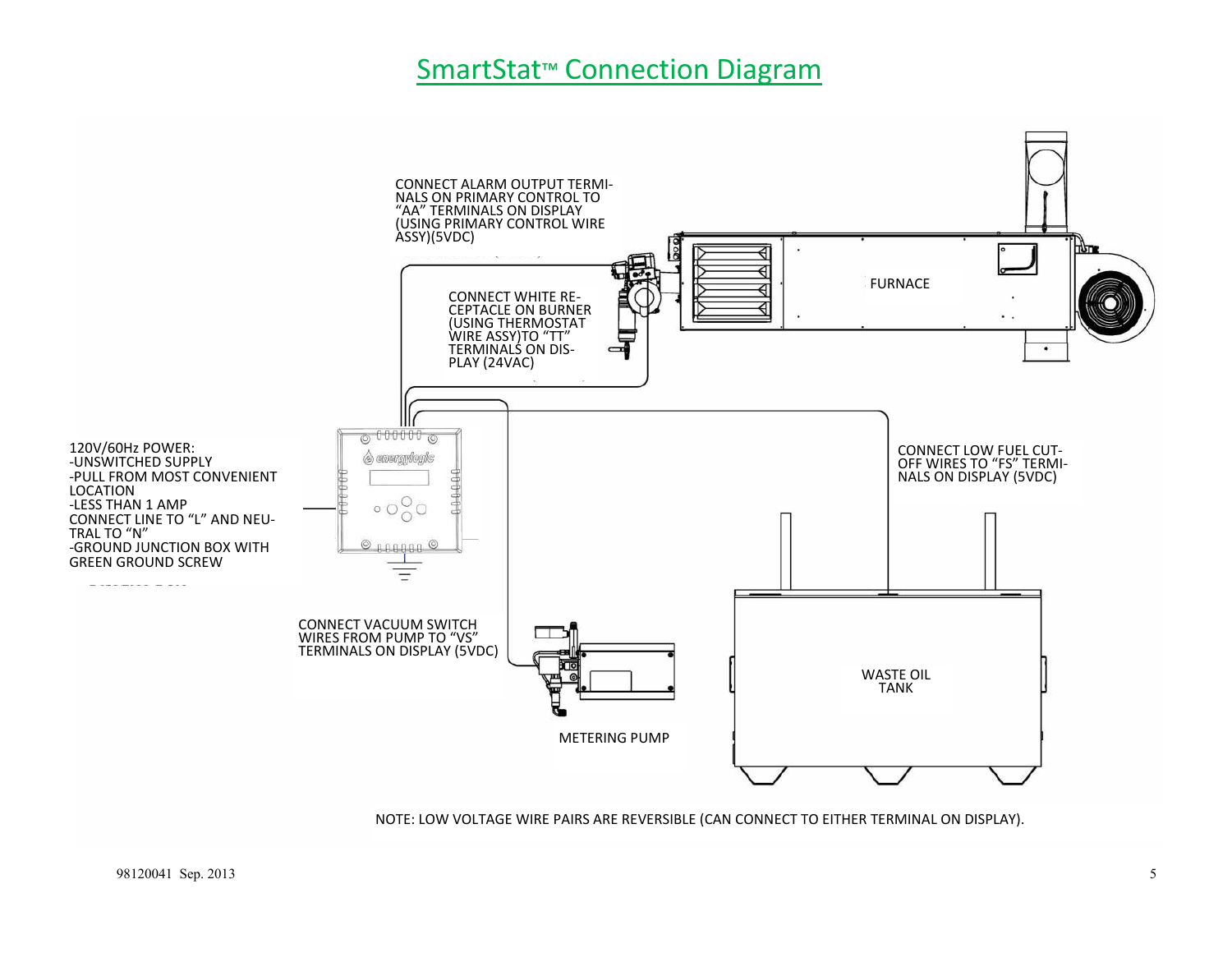# SmartStat™ Connection Diagram

CONNECT ALARM OUTPUT TERMINALS ON PRIMARY CONTROL TO "AA" TERMINALS ON DISPLAY (USING PRIMARY CONTROL WIRE ASSY)(5VDC)

CONNECT WHITE RECEPTACLE ON BURNER (USING THERMOSTAT WIRE ASSY)TO "TT" TERMINALS ON DISPLAY (24VAC)

FURNACE

120V/60Hz POWER:
-UNSWITCHED SUPPLY
-PULL FROM MOST CONVENIENT LOCATION
-LESS THAN 1 AMP
CONNECT LINE TO "L" AND NEUTRAL TO "N"
-GROUND JUNCTION BOX WITH GREEN GROUND SCREW

CONNECT LOW FUEL CUT-OFF WIRES TO "FS" TERMINALS ON DISPLAY (5VDC)

CONNECT VACUUM SWITCH WIRES FROM PUMP TO "VS" TERMINALS ON DISPLAY (5VDC)

WASTE OIL TANK

METERING PUMP

NOTE: LOW VOLTAGE WIRE PAIRS ARE REVERSIBLE (CAN CONNECT TO EITHER TERMINAL ON DISPLAY).

98120041 Sep. 2013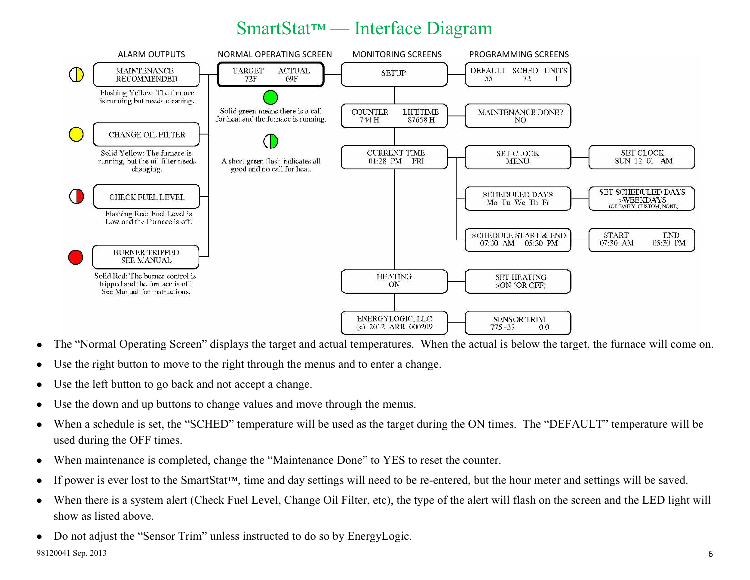# SmartStat™ — Interface Diagram

ALARM OUTPUTS

MAINTENANCE RECOMMENDED

Flashing Yellow: The furnace is running but needs cleaning.

CHANGE OIL FILTER

Solid Yellow: The furnace is running, but the oil filter needs changing.

CHECK FUEL LEVEL

Flashing Red: Fuel Level is Low and the Furnace is off.

BURNER TRIPPED SEE MANUAL

Solid Red: The burner control is tripped and the furnace is off. See Manual for instructions.

NORMAL OPERATING SCREEN

TARGET 72F ACTUAL 69F

Solid green means there is a call for heat and the furnace is running.

A short green flash indicates all good and no call for heat.

MONITORING SCREENS

SETUP

COUNTER 744 H LIFETIME 87658 H

CURRENT TIME 01:28 PM FRI

HEATING ON

ENERGYLOGIC, LLC (c) 2012 ARR 000209

PROGRAMMING SCREENS

DEFAULT 55 SCHED 72 UNITS F

MAINTENANCE DONE? NO

SET CLOCK MENU

SET CLOCK SUN 12 01 AM

SCHEDULED DAYS Mo Tu We Th Fr

SET SCHEDULED DAYS >WEEKDAYS (OR DAILY, CUSTOM, NONE)

SCHEDULE START & END 07:30 AM 05:30 PM

START 07:30 AM END 05:30 PM

SET HEATING >ON (OR OFF)

SENSOR TRIM 775 -37 0 0

- The "Normal Operating Screen" displays the target and actual temperatures. When the actual is below the target, the furnace will come on.
- Use the right button to move to the right through the menus and to enter a change.
- Use the left button to go back and not accept a change.
- Use the down and up buttons to change values and move through the menus.
- When a schedule is set, the "SCHED" temperature will be used as the target during the ON times. The "DEFAULT" temperature will be used during the OFF times.
- When maintenance is completed, change the "Maintenance Done" to YES to reset the counter.
- If power is ever lost to the SmartStat™, time and day settings will need to be re-entered, but the hour meter and settings will be saved.
- When there is a system alert (Check Fuel Level, Change Oil Filter, etc), the type of the alert will flash on the screen and the LED light will show as listed above.
- Do not adjust the "Sensor Trim" unless instructed to do so by EnergyLogic.

98120041 Sep. 2013